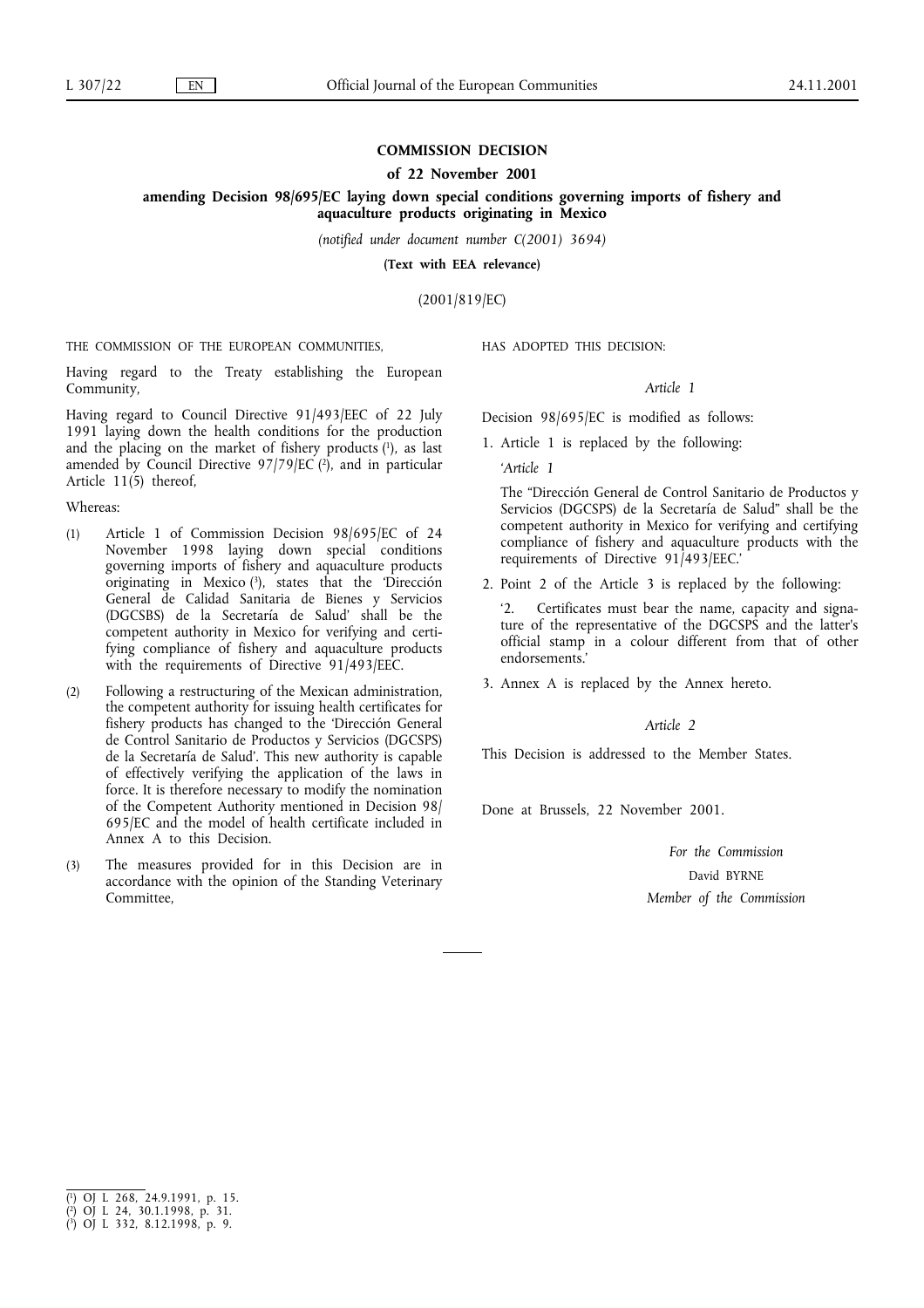# COMMISSION DECISION

## of 22 November 2001

## amending Decision 98/695/EC laying down special conditions governing imports of fishery and aquaculture products originating in Mexico

*(notified under document number C(2001) 3694)*

**(Text with EEA relevance)**

(2001/819/EC)

THE COMMISSION OF THE EUROPEAN COMMUNITIES,

Having regard to the Treaty establishing the European Community,

Having regard to Council Directive 91/493/EEC of 22 July 1991 laying down the health conditions for the production and the placing on the market of fishery products [1], as last amended by Council Directive 97/79/EC [2], and in particular Article 11(5) thereof,

Whereas:

(1) Article 1 of Commission Decision 98/695/EC of 24 November 1998 laying down special conditions governing imports of fishery and aquaculture products originating in Mexico [3], states that the 'Dirección General de Calidad Sanitaria de Bienes y Servicios (DGCSBS) de la Secretaría de Salud' shall be the competent authority in Mexico for verifying and certifying compliance of fishery and aquaculture products with the requirements of Directive 91/493/EEC.

(2) Following a restructuring of the Mexican administration, the competent authority for issuing health certificates for fishery products has changed to the 'Dirección General de Control Sanitario de Productos y Servicios (DGCSPS) de la Secretaría de Salud'. This new authority is capable of effectively verifying the application of the laws in force. It is therefore necessary to modify the nomination of the Competent Authority mentioned in Decision 98/695/EC and the model of health certificate included in Annex A to this Decision.

(3) The measures provided for in this Decision are in accordance with the opinion of the Standing Veterinary Committee,

HAS ADOPTED THIS DECISION:

*Article 1*

Decision 98/695/EC is modified as follows:

1. Article 1 is replaced by the following:

   '*Article 1*

   The "Dirección General de Control Sanitario de Productos y Servicios (DGCSPS) de la Secretaría de Salud" shall be the competent authority in Mexico for verifying and certifying compliance of fishery and aquaculture products with the requirements of Directive 91/493/EEC.'

2. Point 2 of the Article 3 is replaced by the following:

   '2. Certificates must bear the name, capacity and signature of the representative of the DGCSPS and the latter's official stamp in a colour different from that of other endorsements.'

3. Annex A is replaced by the Annex hereto.

*Article 2*

This Decision is addressed to the Member States.

Done at Brussels, 22 November 2001.

*For the Commission*

David BYRNE

*Member of the Commission*

---

[1] OJ L 268, 24.9.1991, p. 15.

[2] OJ L 24, 30.1.1998, p. 31.

[3] OJ L 332, 8.12.1998, p. 9.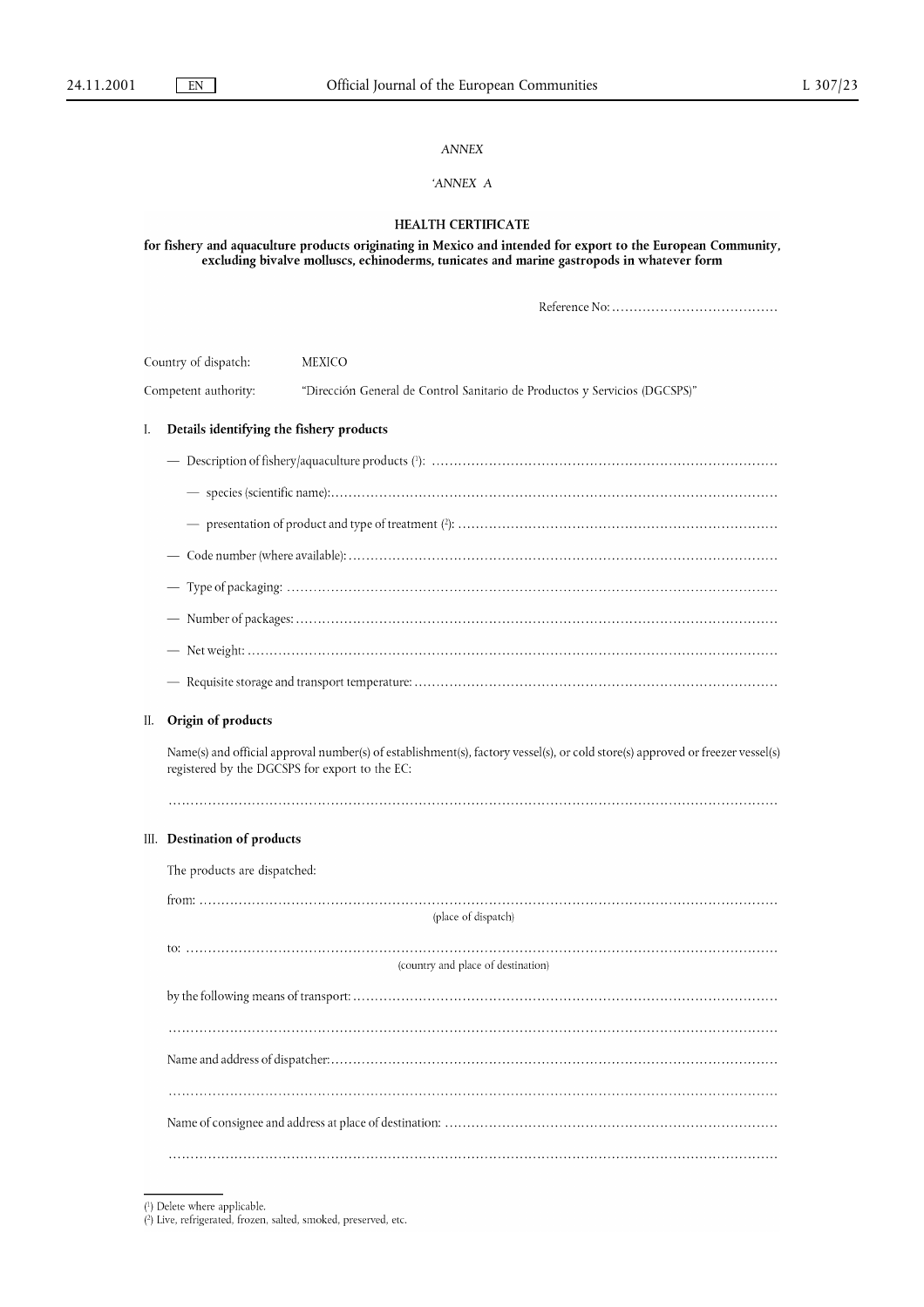*ANNEX*

*'ANNEX A*

**HEALTH CERTIFICATE**

**for fishery and aquaculture products originating in Mexico and intended for export to the European Community, excluding bivalve molluscs, echinoderms, tunicates and marine gastropods in whatever form**

Reference No: ......................................

Country of dispatch: MEXICO

Competent authority: "Dirección General de Control Sanitario de Productos y Servicios (DGCSPS)"

## I. Details identifying the fishery products

— Description of fishery/aquaculture products ([1]): ..............................................................................

— species (scientific name):....................................................................................................

— presentation of product and type of treatment ([2]): ........................................................................

— Code number (where available): ................................................................................................

— Type of packaging: .............................................................................................................

— Number of packages: ..........................................................................................................

— Net weight: ......................................................................................................................

— Requisite storage and transport temperature: ..................................................................................

## II. Origin of products

Name(s) and official approval number(s) of establishment(s), factory vessel(s), or cold store(s) approved or freezer vessel(s) registered by the DGCSPS for export to the EC:

.......................................................................................................................................

## III. Destination of products

The products are dispatched:

from: .................................................................................................................................
(place of dispatch)

to: .....................................................................................................................................
(country and place of destination)

by the following means of transport: ................................................................................................

.......................................................................................................................................

Name and address of dispatcher: ....................................................................................................

.......................................................................................................................................

Name of consignee and address at place of destination: ..........................................................................

.......................................................................................................................................

---

([1]) Delete where applicable.

([2]) Live, refrigerated, frozen, salted, smoked, preserved, etc.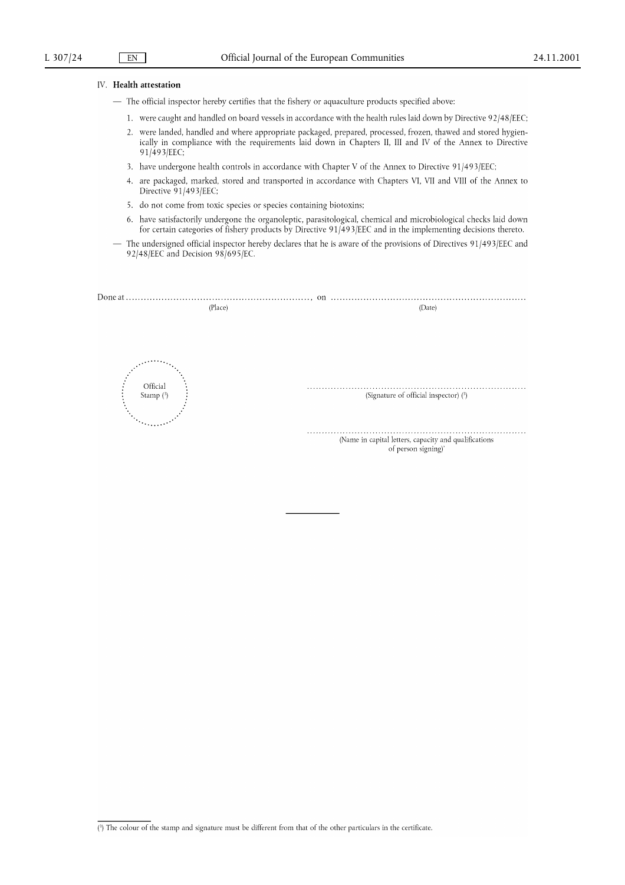IV. **Health attestation**

— The official inspector hereby certifies that the fishery or aquaculture products specified above:

1. were caught and handled on board vessels in accordance with the health rules laid down by Directive 92/48/EEC;
2. were landed, handled and where appropriate packaged, prepared, processed, frozen, thawed and stored hygienically in compliance with the requirements laid down in Chapters II, III and IV of the Annex to Directive 91/493/EEC;
3. have undergone health controls in accordance with Chapter V of the Annex to Directive 91/493/EEC;
4. are packaged, marked, stored and transported in accordance with Chapters VI, VII and VIII of the Annex to Directive 91/493/EEC;
5. do not come from toxic species or species containing biotoxins;
6. have satisfactorily undergone the organoleptic, parasitological, chemical and microbiological checks laid down for certain categories of fishery products by Directive 91/493/EEC and in the implementing decisions thereto.

— The undersigned official inspector hereby declares that he is aware of the provisions of Directives 91/493/EEC and 92/48/EEC and Decision 98/695/EC.

Done at ............................................................, on ...............................................................
(Place) (Date)

Official Stamp [3]

.......................................................................
(Signature of official inspector) [3]

.......................................................................
(Name in capital letters, capacity and qualifications of person signing)'

[3] The colour of the stamp and signature must be different from that of the other particulars in the certificate.